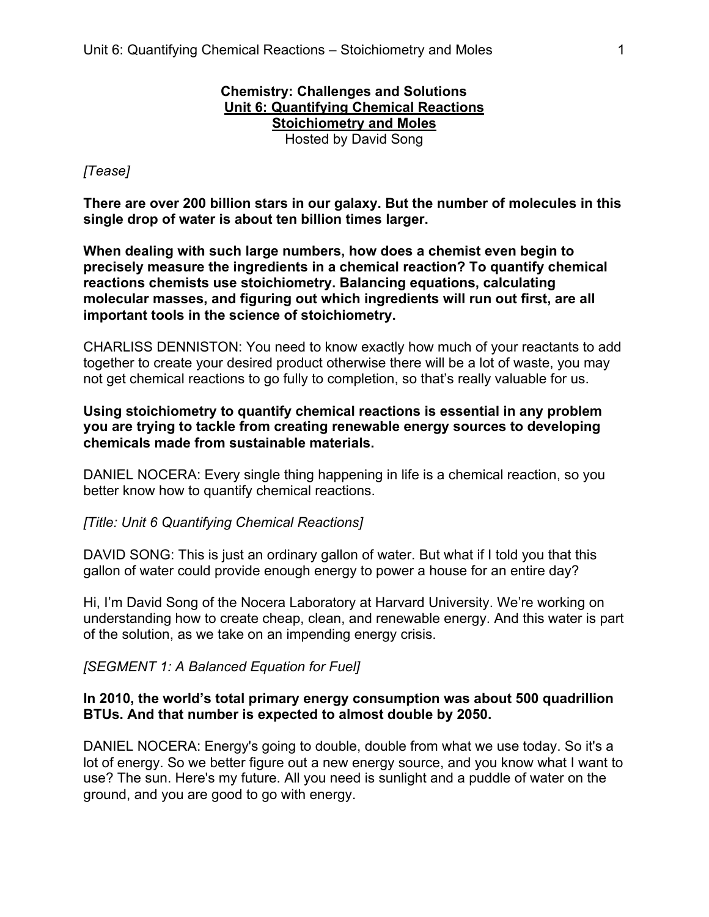**Chemistry: Challenges and Solutions**

# Unit 6: Quantifying Chemical Reactions

## Stoichiometry and Moles

Hosted by David Song

*[Tease]*

**There are over 200 billion stars in our galaxy. But the number of molecules in this single drop of water is about ten billion times larger.**

**When dealing with such large numbers, how does a chemist even begin to precisely measure the ingredients in a chemical reaction? To quantify chemical reactions chemists use stoichiometry. Balancing equations, calculating molecular masses, and figuring out which ingredients will run out first, are all important tools in the science of stoichiometry.**

CHARLISS DENNISTON: You need to know exactly how much of your reactants to add together to create your desired product otherwise there will be a lot of waste, you may not get chemical reactions to go fully to completion, so that's really valuable for us.

**Using stoichiometry to quantify chemical reactions is essential in any problem you are trying to tackle from creating renewable energy sources to developing chemicals made from sustainable materials.**

DANIEL NOCERA: Every single thing happening in life is a chemical reaction, so you better know how to quantify chemical reactions.

*[Title: Unit 6 Quantifying Chemical Reactions]*

DAVID SONG: This is just an ordinary gallon of water. But what if I told you that this gallon of water could provide enough energy to power a house for an entire day?

Hi, I'm David Song of the Nocera Laboratory at Harvard University. We're working on understanding how to create cheap, clean, and renewable energy. And this water is part of the solution, as we take on an impending energy crisis.

*[SEGMENT 1: A Balanced Equation for Fuel]*

**In 2010, the world's total primary energy consumption was about 500 quadrillion BTUs. And that number is expected to almost double by 2050.**

DANIEL NOCERA: Energy's going to double, double from what we use today. So it's a lot of energy. So we better figure out a new energy source, and you know what I want to use? The sun. Here's my future. All you need is sunlight and a puddle of water on the ground, and you are good to go with energy.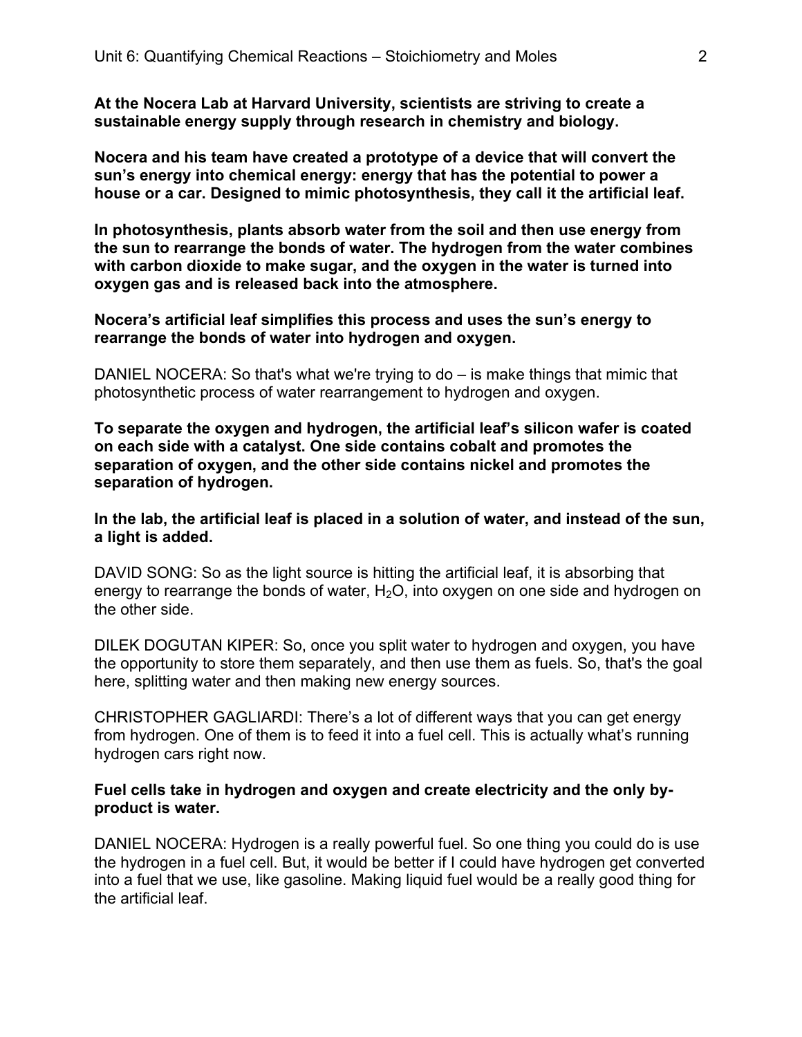**At the Nocera Lab at Harvard University, scientists are striving to create a sustainable energy supply through research in chemistry and biology.**

**Nocera and his team have created a prototype of a device that will convert the sun's energy into chemical energy: energy that has the potential to power a house or a car. Designed to mimic photosynthesis, they call it the artificial leaf.**

**In photosynthesis, plants absorb water from the soil and then use energy from the sun to rearrange the bonds of water. The hydrogen from the water combines with carbon dioxide to make sugar, and the oxygen in the water is turned into oxygen gas and is released back into the atmosphere.**

**Nocera's artificial leaf simplifies this process and uses the sun's energy to rearrange the bonds of water into hydrogen and oxygen.**

DANIEL NOCERA: So that's what we're trying to do – is make things that mimic that photosynthetic process of water rearrangement to hydrogen and oxygen.

**To separate the oxygen and hydrogen, the artificial leaf's silicon wafer is coated on each side with a catalyst. One side contains cobalt and promotes the separation of oxygen, and the other side contains nickel and promotes the separation of hydrogen.**

**In the lab, the artificial leaf is placed in a solution of water, and instead of the sun, a light is added.**

DAVID SONG: So as the light source is hitting the artificial leaf, it is absorbing that energy to rearrange the bonds of water, $H_2O$, into oxygen on one side and hydrogen on the other side.

DILEK DOGUTAN KIPER: So, once you split water to hydrogen and oxygen, you have the opportunity to store them separately, and then use them as fuels. So, that's the goal here, splitting water and then making new energy sources.

CHRISTOPHER GAGLIARDI: There's a lot of different ways that you can get energy from hydrogen. One of them is to feed it into a fuel cell. This is actually what's running hydrogen cars right now.

**Fuel cells take in hydrogen and oxygen and create electricity and the only by-product is water.**

DANIEL NOCERA: Hydrogen is a really powerful fuel. So one thing you could do is use the hydrogen in a fuel cell. But, it would be better if I could have hydrogen get converted into a fuel that we use, like gasoline. Making liquid fuel would be a really good thing for the artificial leaf.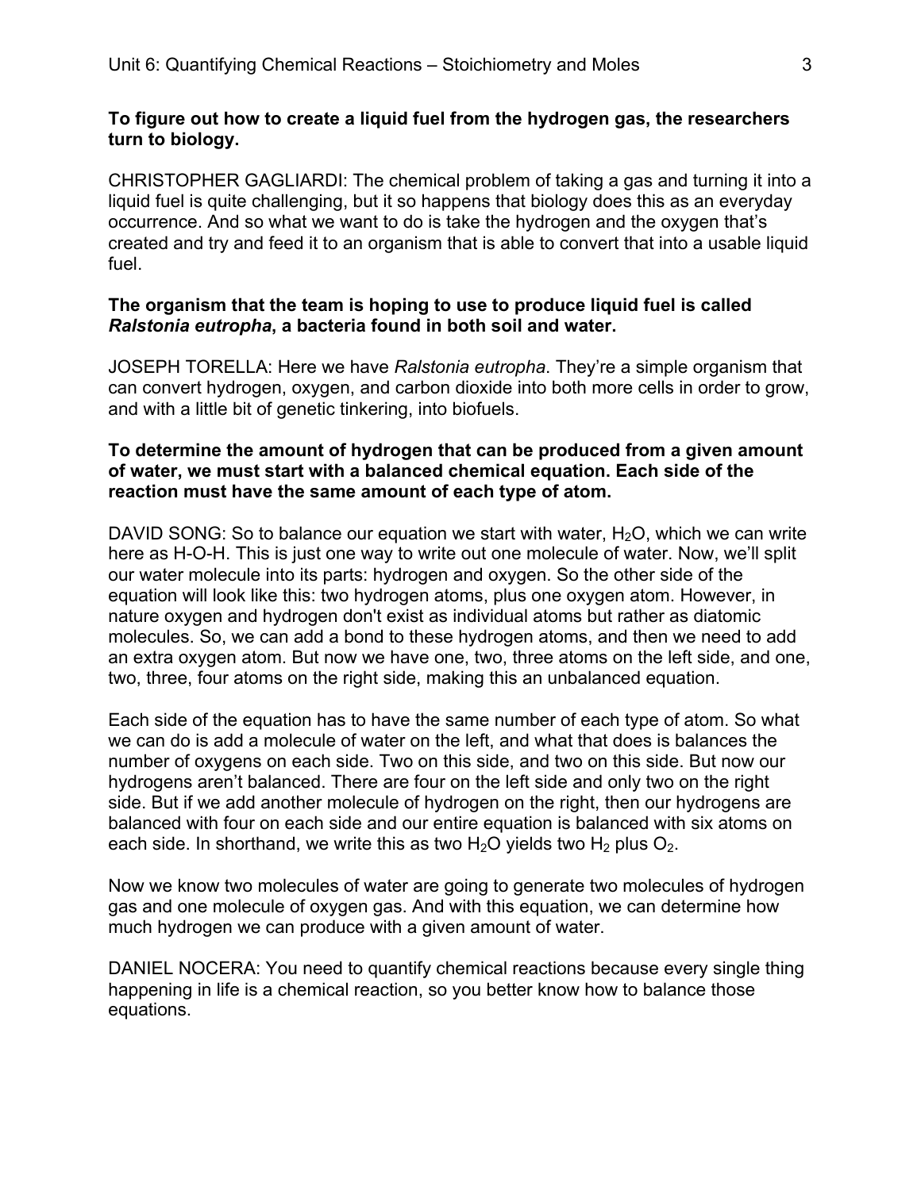**To figure out how to create a liquid fuel from the hydrogen gas, the researchers turn to biology.**

CHRISTOPHER GAGLIARDI: The chemical problem of taking a gas and turning it into a liquid fuel is quite challenging, but it so happens that biology does this as an everyday occurrence. And so what we want to do is take the hydrogen and the oxygen that's created and try and feed it to an organism that is able to convert that into a usable liquid fuel.

**The organism that the team is hoping to use to produce liquid fuel is called *Ralstonia eutropha*, a bacteria found in both soil and water.**

JOSEPH TORELLA: Here we have *Ralstonia eutropha*. They're a simple organism that can convert hydrogen, oxygen, and carbon dioxide into both more cells in order to grow, and with a little bit of genetic tinkering, into biofuels.

**To determine the amount of hydrogen that can be produced from a given amount of water, we must start with a balanced chemical equation. Each side of the reaction must have the same amount of each type of atom.**

DAVID SONG: So to balance our equation we start with water, $H_2O$, which we can write here as H-O-H. This is just one way to write out one molecule of water. Now, we'll split our water molecule into its parts: hydrogen and oxygen. So the other side of the equation will look like this: two hydrogen atoms, plus one oxygen atom. However, in nature oxygen and hydrogen don't exist as individual atoms but rather as diatomic molecules. So, we can add a bond to these hydrogen atoms, and then we need to add an extra oxygen atom. But now we have one, two, three atoms on the left side, and one, two, three, four atoms on the right side, making this an unbalanced equation.

Each side of the equation has to have the same number of each type of atom. So what we can do is add a molecule of water on the left, and what that does is balances the number of oxygens on each side. Two on this side, and two on this side. But now our hydrogens aren't balanced. There are four on the left side and only two on the right side. But if we add another molecule of hydrogen on the right, then our hydrogens are balanced with four on each side and our entire equation is balanced with six atoms on each side. In shorthand, we write this as two $H_2O$ yields two $H_2$ plus $O_2$.

Now we know two molecules of water are going to generate two molecules of hydrogen gas and one molecule of oxygen gas. And with this equation, we can determine how much hydrogen we can produce with a given amount of water.

DANIEL NOCERA: You need to quantify chemical reactions because every single thing happening in life is a chemical reaction, so you better know how to balance those equations.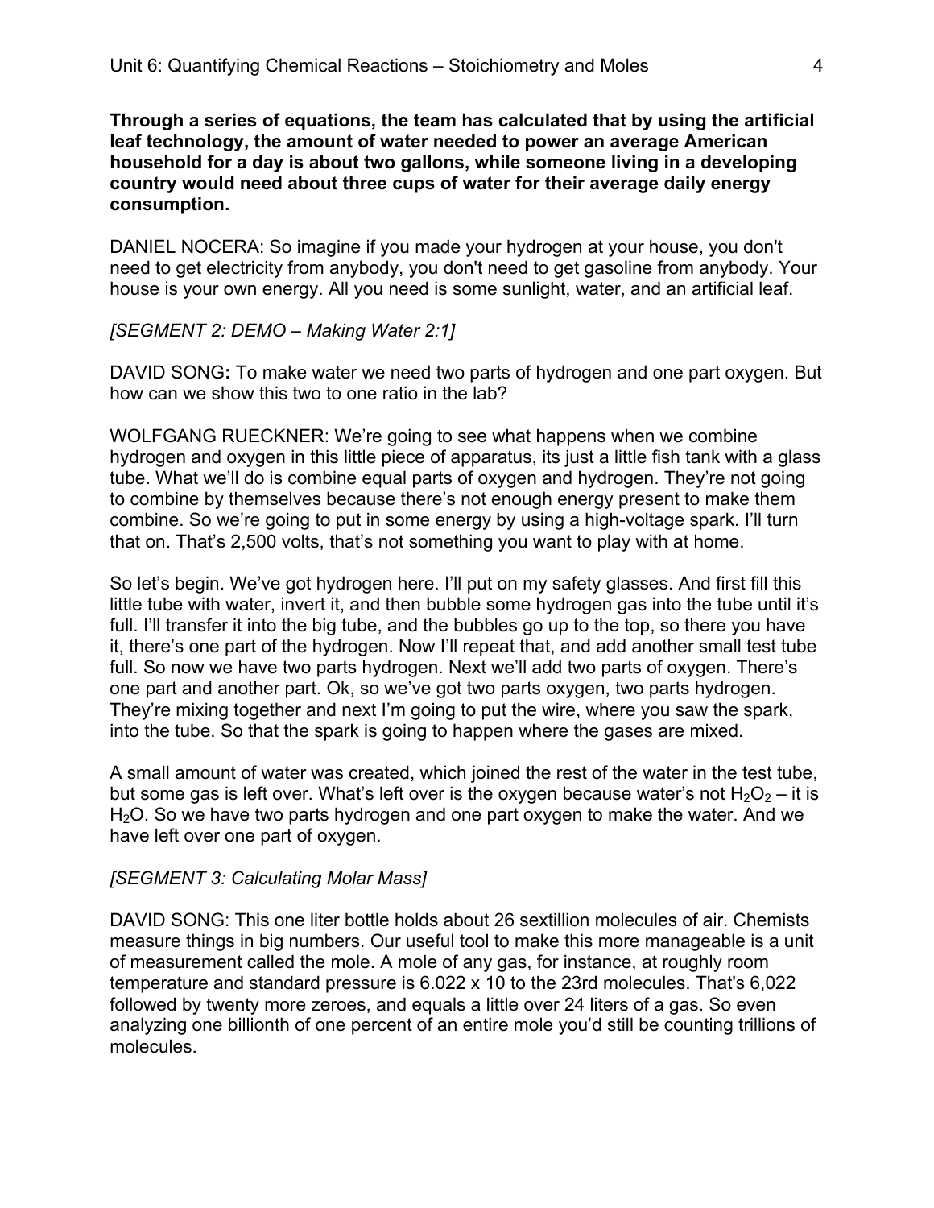**Through a series of equations, the team has calculated that by using the artificial leaf technology, the amount of water needed to power an average American household for a day is about two gallons, while someone living in a developing country would need about three cups of water for their average daily energy consumption.**

DANIEL NOCERA: So imagine if you made your hydrogen at your house, you don't need to get electricity from anybody, you don't need to get gasoline from anybody. Your house is your own energy. All you need is some sunlight, water, and an artificial leaf.

*[SEGMENT 2: DEMO – Making Water 2:1]*

DAVID SONG**:** To make water we need two parts of hydrogen and one part oxygen. But how can we show this two to one ratio in the lab?

WOLFGANG RUECKNER: We're going to see what happens when we combine hydrogen and oxygen in this little piece of apparatus, its just a little fish tank with a glass tube. What we'll do is combine equal parts of oxygen and hydrogen. They're not going to combine by themselves because there's not enough energy present to make them combine. So we're going to put in some energy by using a high-voltage spark. I'll turn that on. That's 2,500 volts, that's not something you want to play with at home.

So let's begin. We've got hydrogen here. I'll put on my safety glasses. And first fill this little tube with water, invert it, and then bubble some hydrogen gas into the tube until it's full. I'll transfer it into the big tube, and the bubbles go up to the top, so there you have it, there's one part of the hydrogen. Now I'll repeat that, and add another small test tube full. So now we have two parts hydrogen. Next we'll add two parts of oxygen. There's one part and another part. Ok, so we've got two parts oxygen, two parts hydrogen. They're mixing together and next I'm going to put the wire, where you saw the spark, into the tube. So that the spark is going to happen where the gases are mixed.

A small amount of water was created, which joined the rest of the water in the test tube, but some gas is left over. What's left over is the oxygen because water's not $H_2O_2$ – it is $H_2O$. So we have two parts hydrogen and one part oxygen to make the water. And we have left over one part of oxygen.

*[SEGMENT 3: Calculating Molar Mass]*

DAVID SONG: This one liter bottle holds about 26 sextillion molecules of air. Chemists measure things in big numbers. Our useful tool to make this more manageable is a unit of measurement called the mole. A mole of any gas, for instance, at roughly room temperature and standard pressure is 6.022 x 10 to the 23rd molecules. That's 6,022 followed by twenty more zeroes, and equals a little over 24 liters of a gas. So even analyzing one billionth of one percent of an entire mole you'd still be counting trillions of molecules.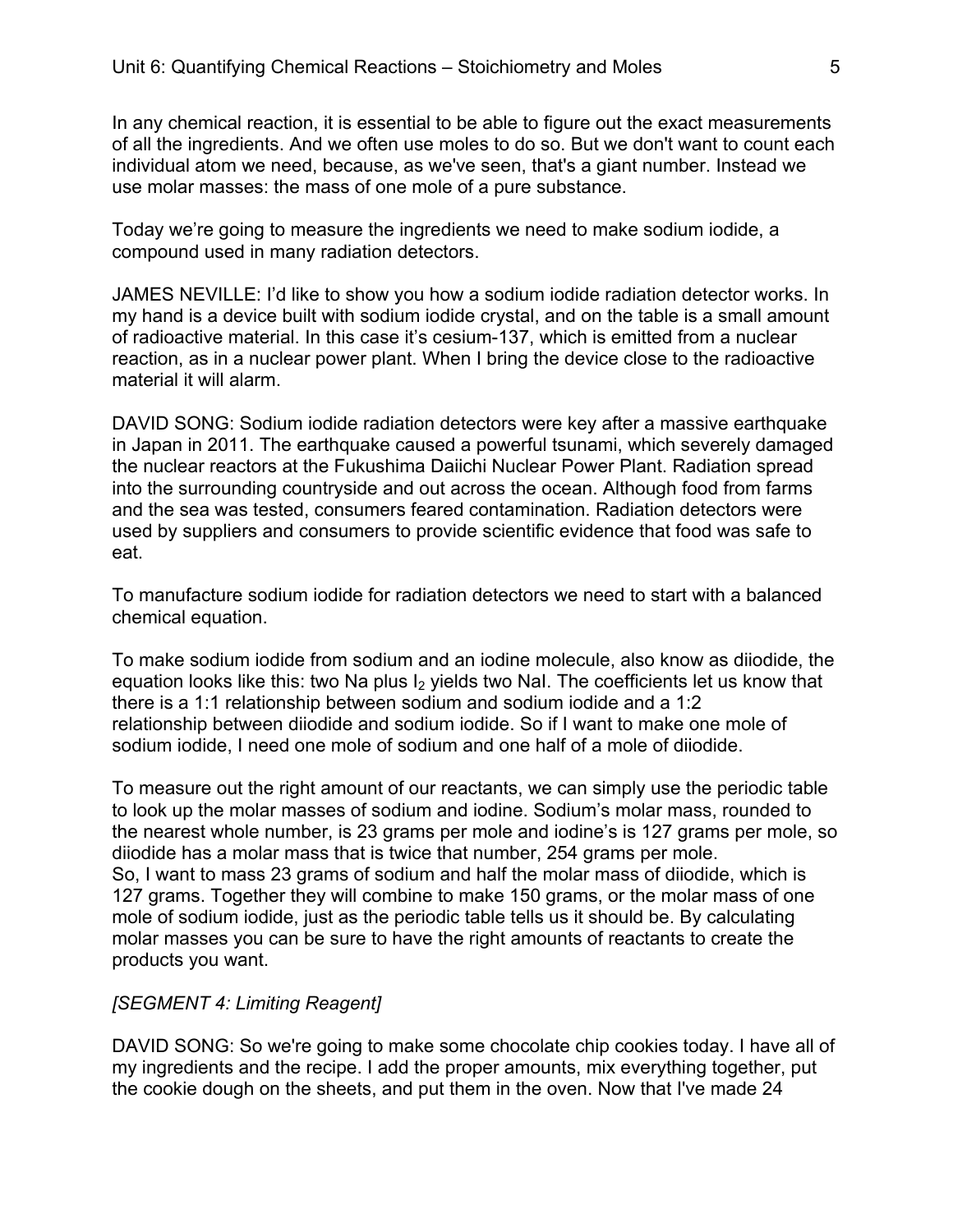In any chemical reaction, it is essential to be able to figure out the exact measurements of all the ingredients. And we often use moles to do so. But we don't want to count each individual atom we need, because, as we've seen, that's a giant number. Instead we use molar masses: the mass of one mole of a pure substance.

Today we're going to measure the ingredients we need to make sodium iodide, a compound used in many radiation detectors.

JAMES NEVILLE: I'd like to show you how a sodium iodide radiation detector works. In my hand is a device built with sodium iodide crystal, and on the table is a small amount of radioactive material. In this case it's cesium-137, which is emitted from a nuclear reaction, as in a nuclear power plant. When I bring the device close to the radioactive material it will alarm.

DAVID SONG: Sodium iodide radiation detectors were key after a massive earthquake in Japan in 2011. The earthquake caused a powerful tsunami, which severely damaged the nuclear reactors at the Fukushima Daiichi Nuclear Power Plant. Radiation spread into the surrounding countryside and out across the ocean. Although food from farms and the sea was tested, consumers feared contamination. Radiation detectors were used by suppliers and consumers to provide scientific evidence that food was safe to eat.

To manufacture sodium iodide for radiation detectors we need to start with a balanced chemical equation.

To make sodium iodide from sodium and an iodine molecule, also know as diiodide, the equation looks like this: two Na plus $I_2$ yields two NaI. The coefficients let us know that there is a 1:1 relationship between sodium and sodium iodide and a 1:2 relationship between diiodide and sodium iodide. So if I want to make one mole of sodium iodide, I need one mole of sodium and one half of a mole of diiodide.

To measure out the right amount of our reactants, we can simply use the periodic table to look up the molar masses of sodium and iodine. Sodium's molar mass, rounded to the nearest whole number, is 23 grams per mole and iodine's is 127 grams per mole, so diiodide has a molar mass that is twice that number, 254 grams per mole.
So, I want to mass 23 grams of sodium and half the molar mass of diiodide, which is 127 grams. Together they will combine to make 150 grams, or the molar mass of one mole of sodium iodide, just as the periodic table tells us it should be. By calculating molar masses you can be sure to have the right amounts of reactants to create the products you want.

*[SEGMENT 4: Limiting Reagent]*

DAVID SONG: So we're going to make some chocolate chip cookies today. I have all of my ingredients and the recipe. I add the proper amounts, mix everything together, put the cookie dough on the sheets, and put them in the oven. Now that I've made 24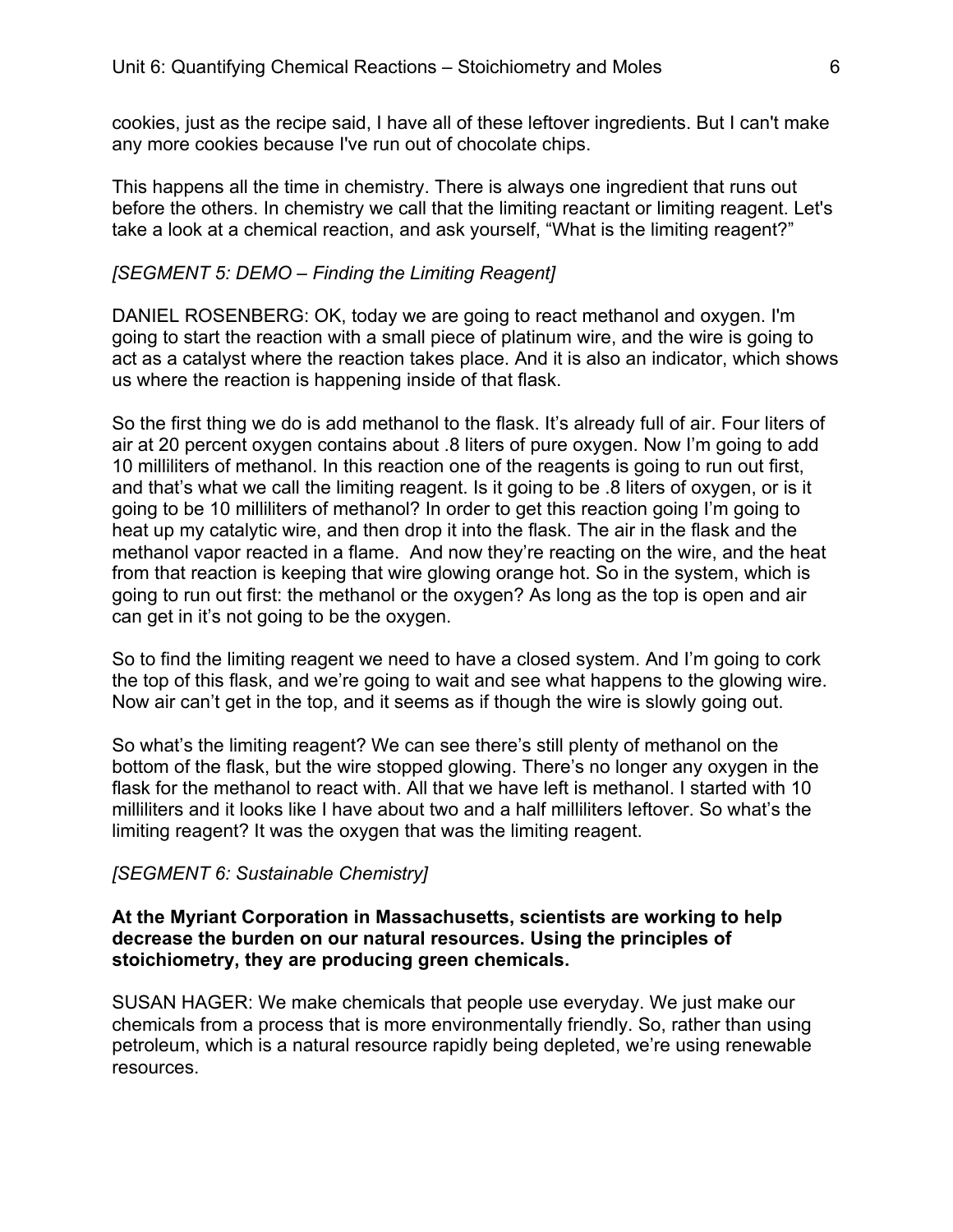cookies, just as the recipe said, I have all of these leftover ingredients. But I can't make any more cookies because I've run out of chocolate chips.

This happens all the time in chemistry. There is always one ingredient that runs out before the others. In chemistry we call that the limiting reactant or limiting reagent. Let's take a look at a chemical reaction, and ask yourself, "What is the limiting reagent?"

*[SEGMENT 5: DEMO – Finding the Limiting Reagent]*

DANIEL ROSENBERG: OK, today we are going to react methanol and oxygen. I'm going to start the reaction with a small piece of platinum wire, and the wire is going to act as a catalyst where the reaction takes place. And it is also an indicator, which shows us where the reaction is happening inside of that flask.

So the first thing we do is add methanol to the flask. It's already full of air. Four liters of air at 20 percent oxygen contains about .8 liters of pure oxygen. Now I'm going to add 10 milliliters of methanol. In this reaction one of the reagents is going to run out first, and that's what we call the limiting reagent. Is it going to be .8 liters of oxygen, or is it going to be 10 milliliters of methanol? In order to get this reaction going I'm going to heat up my catalytic wire, and then drop it into the flask. The air in the flask and the methanol vapor reacted in a flame.  And now they're reacting on the wire, and the heat from that reaction is keeping that wire glowing orange hot. So in the system, which is going to run out first: the methanol or the oxygen? As long as the top is open and air can get in it's not going to be the oxygen.

So to find the limiting reagent we need to have a closed system. And I'm going to cork the top of this flask, and we're going to wait and see what happens to the glowing wire. Now air can't get in the top, and it seems as if though the wire is slowly going out.

So what's the limiting reagent? We can see there's still plenty of methanol on the bottom of the flask, but the wire stopped glowing. There's no longer any oxygen in the flask for the methanol to react with. All that we have left is methanol. I started with 10 milliliters and it looks like I have about two and a half milliliters leftover. So what's the limiting reagent? It was the oxygen that was the limiting reagent.

*[SEGMENT 6: Sustainable Chemistry]*

**At the Myriant Corporation in Massachusetts, scientists are working to help decrease the burden on our natural resources. Using the principles of stoichiometry, they are producing green chemicals.**

SUSAN HAGER: We make chemicals that people use everyday. We just make our chemicals from a process that is more environmentally friendly. So, rather than using petroleum, which is a natural resource rapidly being depleted, we're using renewable resources.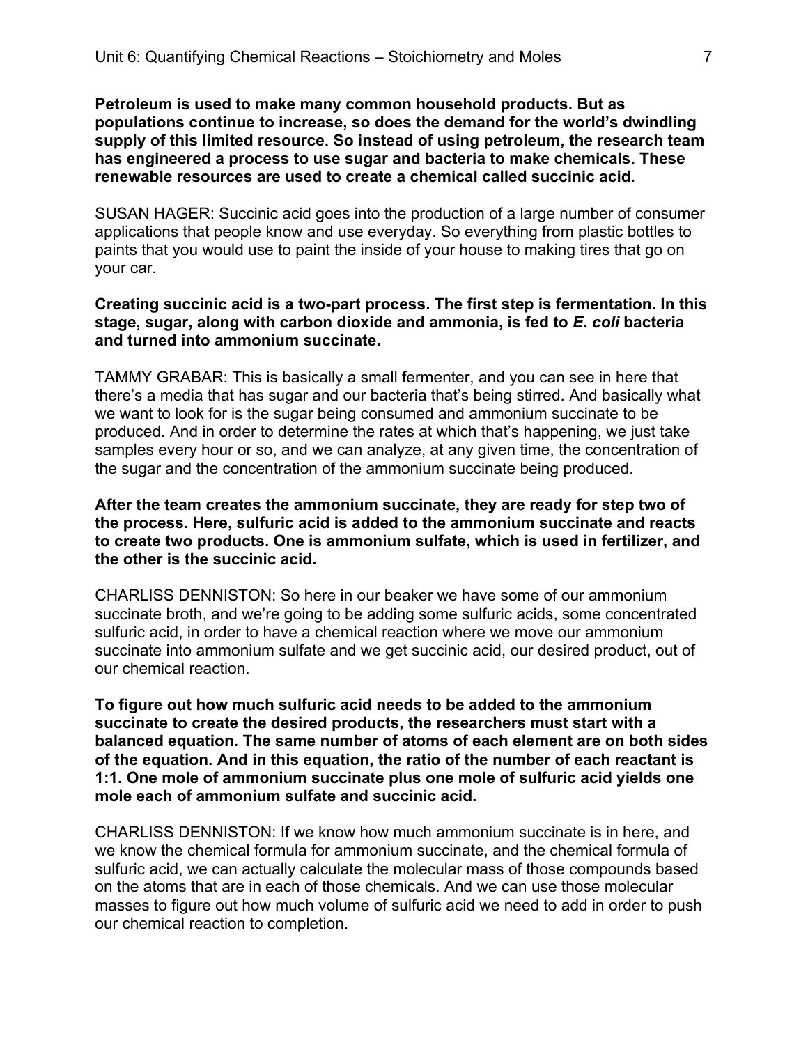**Petroleum is used to make many common household products. But as populations continue to increase, so does the demand for the world's dwindling supply of this limited resource. So instead of using petroleum, the research team has engineered a process to use sugar and bacteria to make chemicals. These renewable resources are used to create a chemical called succinic acid.**

SUSAN HAGER: Succinic acid goes into the production of a large number of consumer applications that people know and use everyday. So everything from plastic bottles to paints that you would use to paint the inside of your house to making tires that go on your car.

**Creating succinic acid is a two-part process. The first step is fermentation. In this stage, sugar, along with carbon dioxide and ammonia, is fed to *E. coli* bacteria and turned into ammonium succinate.**

TAMMY GRABAR: This is basically a small fermenter, and you can see in here that there's a media that has sugar and our bacteria that's being stirred. And basically what we want to look for is the sugar being consumed and ammonium succinate to be produced. And in order to determine the rates at which that's happening, we just take samples every hour or so, and we can analyze, at any given time, the concentration of the sugar and the concentration of the ammonium succinate being produced.

**After the team creates the ammonium succinate, they are ready for step two of the process. Here, sulfuric acid is added to the ammonium succinate and reacts to create two products. One is ammonium sulfate, which is used in fertilizer, and the other is the succinic acid.**

CHARLISS DENNISTON: So here in our beaker we have some of our ammonium succinate broth, and we're going to be adding some sulfuric acids, some concentrated sulfuric acid, in order to have a chemical reaction where we move our ammonium succinate into ammonium sulfate and we get succinic acid, our desired product, out of our chemical reaction.

**To figure out how much sulfuric acid needs to be added to the ammonium succinate to create the desired products, the researchers must start with a balanced equation. The same number of atoms of each element are on both sides of the equation. And in this equation, the ratio of the number of each reactant is 1:1. One mole of ammonium succinate plus one mole of sulfuric acid yields one mole each of ammonium sulfate and succinic acid.**

CHARLISS DENNISTON: If we know how much ammonium succinate is in here, and we know the chemical formula for ammonium succinate, and the chemical formula of sulfuric acid, we can actually calculate the molecular mass of those compounds based on the atoms that are in each of those chemicals. And we can use those molecular masses to figure out how much volume of sulfuric acid we need to add in order to push our chemical reaction to completion.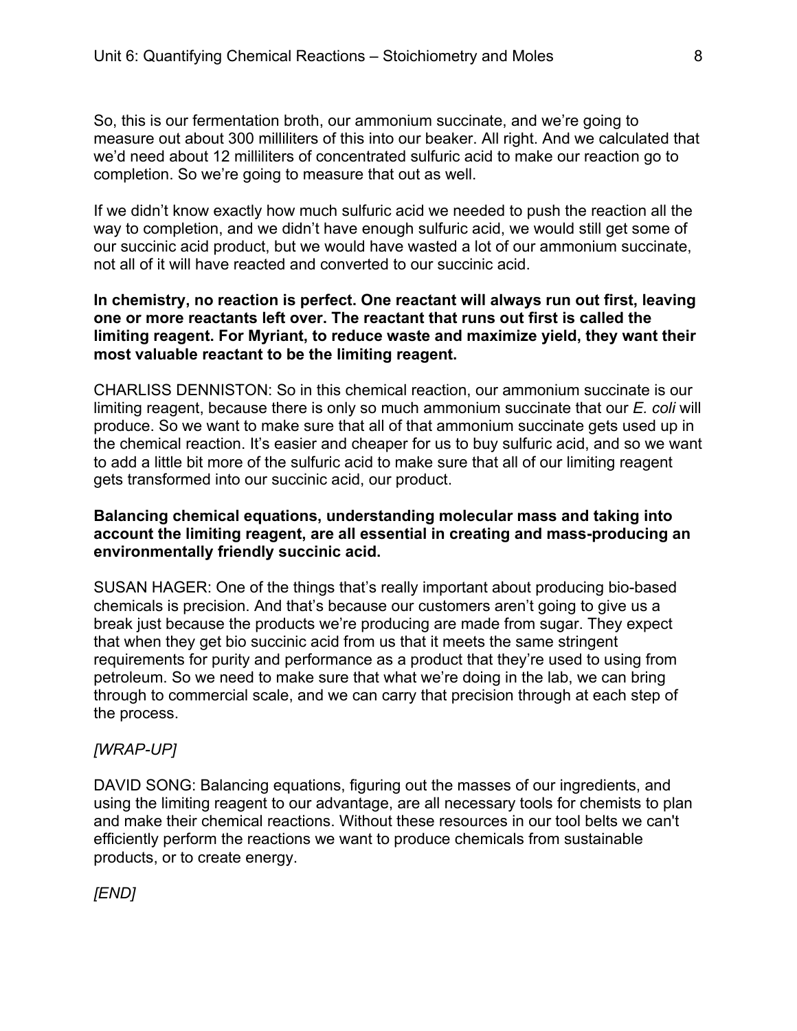So, this is our fermentation broth, our ammonium succinate, and we're going to measure out about 300 milliliters of this into our beaker. All right. And we calculated that we'd need about 12 milliliters of concentrated sulfuric acid to make our reaction go to completion. So we're going to measure that out as well.

If we didn't know exactly how much sulfuric acid we needed to push the reaction all the way to completion, and we didn't have enough sulfuric acid, we would still get some of our succinic acid product, but we would have wasted a lot of our ammonium succinate, not all of it will have reacted and converted to our succinic acid.

**In chemistry, no reaction is perfect. One reactant will always run out first, leaving one or more reactants left over. The reactant that runs out first is called the limiting reagent. For Myriant, to reduce waste and maximize yield, they want their most valuable reactant to be the limiting reagent.**

CHARLISS DENNISTON: So in this chemical reaction, our ammonium succinate is our limiting reagent, because there is only so much ammonium succinate that our *E. coli* will produce. So we want to make sure that all of that ammonium succinate gets used up in the chemical reaction. It's easier and cheaper for us to buy sulfuric acid, and so we want to add a little bit more of the sulfuric acid to make sure that all of our limiting reagent gets transformed into our succinic acid, our product.

**Balancing chemical equations, understanding molecular mass and taking into account the limiting reagent, are all essential in creating and mass-producing an environmentally friendly succinic acid.**

SUSAN HAGER: One of the things that's really important about producing bio-based chemicals is precision. And that's because our customers aren't going to give us a break just because the products we're producing are made from sugar. They expect that when they get bio succinic acid from us that it meets the same stringent requirements for purity and performance as a product that they're used to using from petroleum. So we need to make sure that what we're doing in the lab, we can bring through to commercial scale, and we can carry that precision through at each step of the process.

*[WRAP-UP]*

DAVID SONG: Balancing equations, figuring out the masses of our ingredients, and using the limiting reagent to our advantage, are all necessary tools for chemists to plan and make their chemical reactions. Without these resources in our tool belts we can't efficiently perform the reactions we want to produce chemicals from sustainable products, or to create energy.

*[END]*